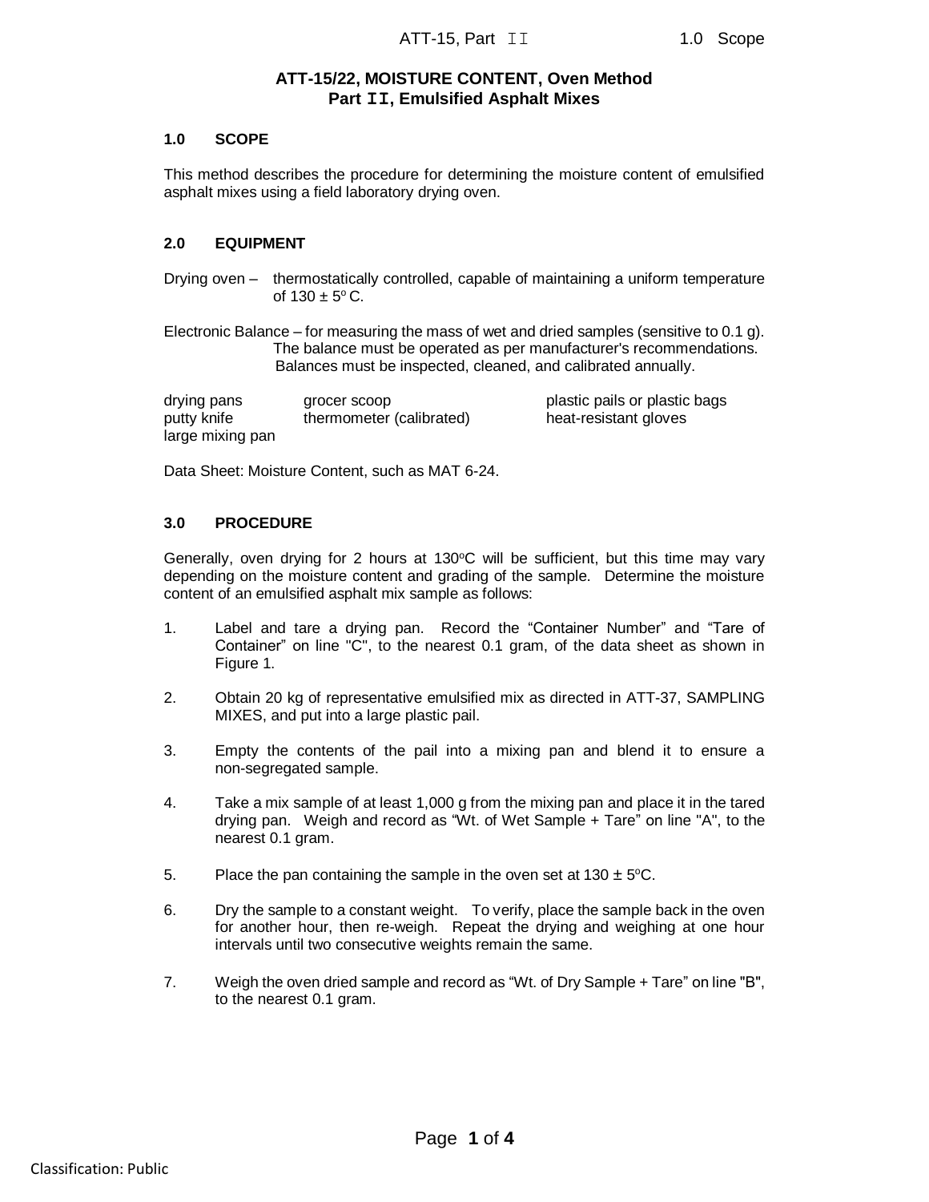# ATT-15/22, MOISTURE CONTENT, Oven Method
## Part II, Emulsified Asphalt Mixes

### 1.0 SCOPE

This method describes the procedure for determining the moisture content of emulsified asphalt mixes using a field laboratory drying oven.

### 2.0 EQUIPMENT

Drying oven – thermostatically controlled, capable of maintaining a uniform temperature of 130 ± 5$^{o}$ C.

Electronic Balance – for measuring the mass of wet and dried samples (sensitive to 0.1 g). The balance must be operated as per manufacturer's recommendations. Balances must be inspected, cleaned, and calibrated annually.

| | | |
|---|---|---|
| drying pans | grocer scoop | plastic pails or plastic bags |
| putty knife | thermometer (calibrated) | heat-resistant gloves |
| large mixing pan | | |

Data Sheet: Moisture Content, such as MAT 6-24.

### 3.0 PROCEDURE

Generally, oven drying for 2 hours at 130$^{o}$C will be sufficient, but this time may vary depending on the moisture content and grading of the sample. Determine the moisture content of an emulsified asphalt mix sample as follows:

1. Label and tare a drying pan. Record the "Container Number" and "Tare of Container" on line "C", to the nearest 0.1 gram, of the data sheet as shown in Figure 1.
2. Obtain 20 kg of representative emulsified mix as directed in ATT-37, SAMPLING MIXES, and put into a large plastic pail.
3. Empty the contents of the pail into a mixing pan and blend it to ensure a non-segregated sample.
4. Take a mix sample of at least 1,000 g from the mixing pan and place it in the tared drying pan. Weigh and record as "Wt. of Wet Sample + Tare" on line "A", to the nearest 0.1 gram.
5. Place the pan containing the sample in the oven set at 130 ± 5$^{o}$C.
6. Dry the sample to a constant weight. To verify, place the sample back in the oven for another hour, then re-weigh. Repeat the drying and weighing at one hour intervals until two consecutive weights remain the same.
7. Weigh the oven dried sample and record as "Wt. of Dry Sample + Tare" on line "B", to the nearest 0.1 gram.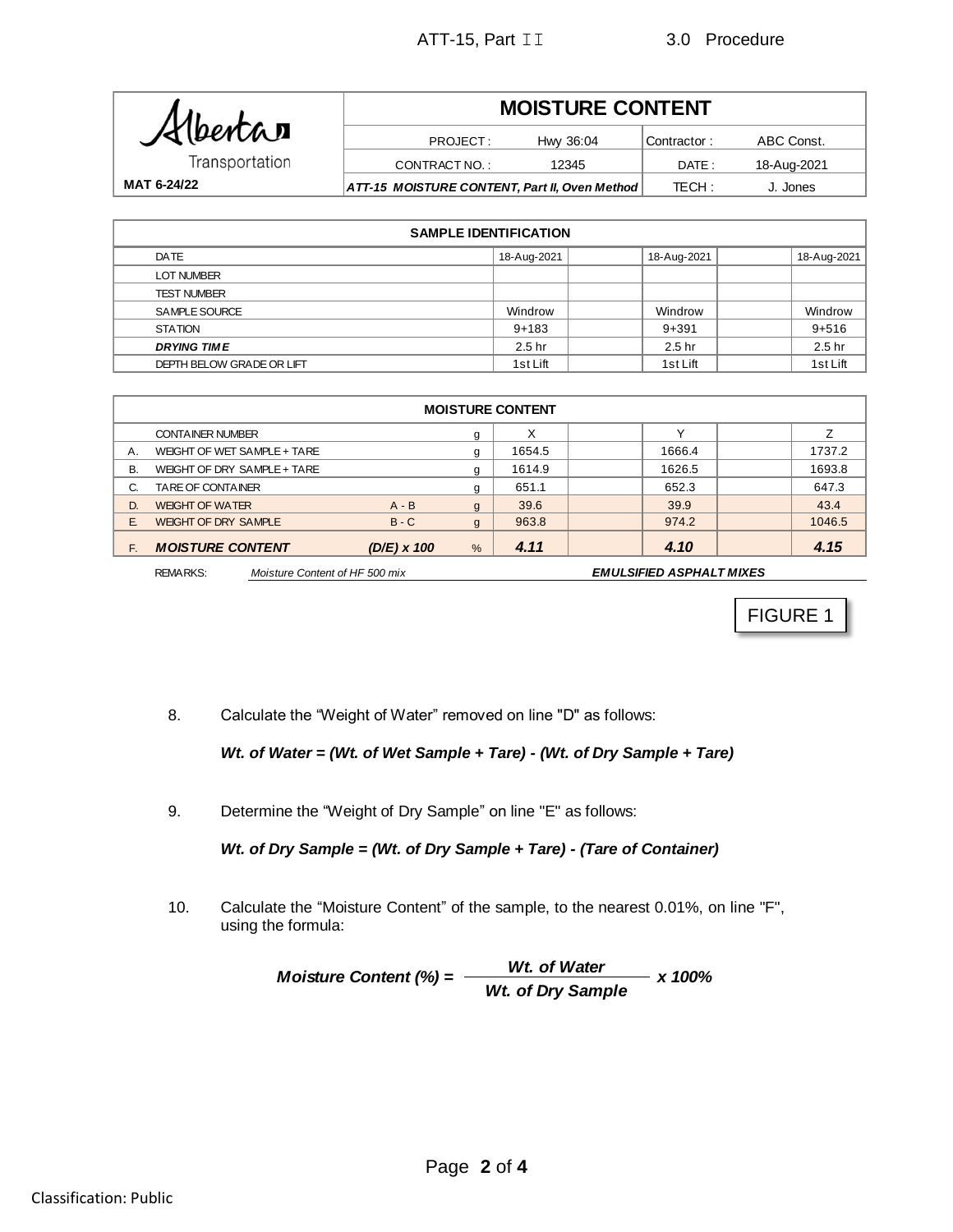| Alberta Transportation | MOISTURE CONTENT | | | |
|---|---|---|---|---|
| | PROJECT : | Hwy 36:04 | Contractor : | ABC Const. |
| | CONTRACT NO. : | 12345 | DATE : | 18-Aug-2021 |
| MAT 6-24/22 | ***ATT-15 MOISTURE CONTENT, Part II, Oven Method*** | | TECH : | J. Jones |

| SAMPLE IDENTIFICATION | | | | | |
|---|---|---|---|---|---|
| DATE | 18-Aug-2021 | | 18-Aug-2021 | | 18-Aug-2021 |
| LOT NUMBER | | | | | |
| TEST NUMBER | | | | | |
| SAMPLE SOURCE | Windrow | | Windrow | | Windrow |
| STATION | 9+183 | | 9+391 | | 9+516 |
| ***DRYING TIME*** | 2.5 hr | | 2.5 hr | | 2.5 hr |
| DEPTH BELOW GRADE OR LIFT | 1st Lift | | 1st Lift | | 1st Lift |

| | MOISTURE CONTENT | | | | | | | |
|---|---|---|---|---|---|---|---|---|
| | CONTAINER NUMBER | | g | X | | Y | | Z |
| A. | WEIGHT OF WET SAMPLE + TARE | | g | 1654.5 | | 1666.4 | | 1737.2 |
| B. | WEIGHT OF DRY SAMPLE + TARE | | g | 1614.9 | | 1626.5 | | 1693.8 |
| C. | TARE OF CONTAINER | | g | 651.1 | | 652.3 | | 647.3 |
| D. | WEIGHT OF WATER | A - B | g | 39.6 | | 39.9 | | 43.4 |
| E. | WEIGHT OF DRY SAMPLE | B - C | g | 963.8 | | 974.2 | | 1046.5 |
| F. | ***MOISTURE CONTENT*** | ***(D/E) x 100*** | % | ***4.11*** | | ***4.10*** | | ***4.15*** |

REMARKS: *Moisture Content of HF 500 mix* ***EMULSIFIED ASPHALT MIXES***

FIGURE 1

8. Calculate the "Weight of Water" removed on line "D" as follows:

   ***Wt. of Water = (Wt. of Wet Sample + Tare) - (Wt. of Dry Sample + Tare)***

9. Determine the "Weight of Dry Sample" on line "E" as follows:

   ***Wt. of Dry Sample = (Wt. of Dry Sample + Tare) - (Tare of Container)***

10. Calculate the "Moisture Content" of the sample, to the nearest 0.01%, on line "F", using the formula:

$$\textbf{Moisture Content (\%)} = \frac{\textbf{Wt. of Water}}{\textbf{Wt. of Dry Sample}} \times 100\%$$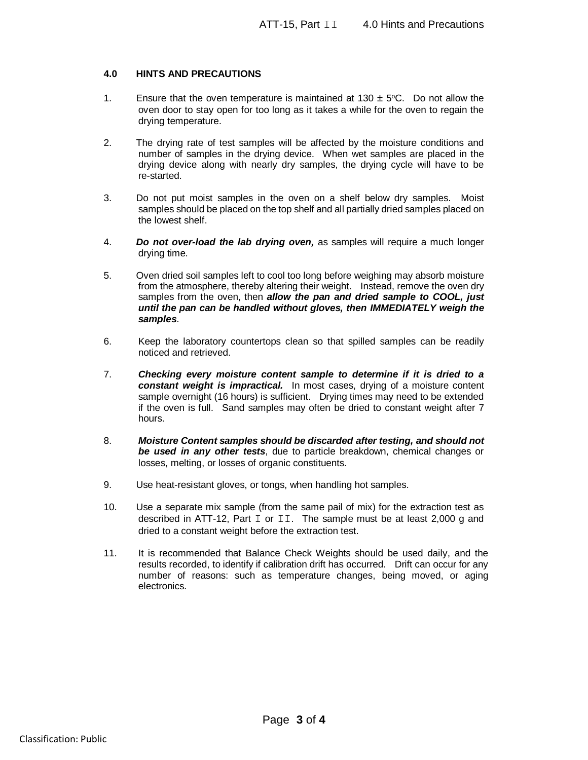## 4.0 HINTS AND PRECAUTIONS

1. Ensure that the oven temperature is maintained at 130 ± 5°C. Do not allow the oven door to stay open for too long as it takes a while for the oven to regain the drying temperature.

2. The drying rate of test samples will be affected by the moisture conditions and number of samples in the drying device. When wet samples are placed in the drying device along with nearly dry samples, the drying cycle will have to be re-started.

3. Do not put moist samples in the oven on a shelf below dry samples. Moist samples should be placed on the top shelf and all partially dried samples placed on the lowest shelf.

4. ***Do not over-load the lab drying oven,*** as samples will require a much longer drying time.

5. Oven dried soil samples left to cool too long before weighing may absorb moisture from the atmosphere, thereby altering their weight. Instead, remove the oven dry samples from the oven, then ***allow the pan and dried sample to COOL, just until the pan can be handled without gloves, then IMMEDIATELY weigh the samples***.

6. Keep the laboratory countertops clean so that spilled samples can be readily noticed and retrieved.

7. ***Checking every moisture content sample to determine if it is dried to a constant weight is impractical.*** In most cases, drying of a moisture content sample overnight (16 hours) is sufficient. Drying times may need to be extended if the oven is full. Sand samples may often be dried to constant weight after 7 hours.

8. ***Moisture Content samples should be discarded after testing, and should not be used in any other tests***, due to particle breakdown, chemical changes or losses, melting, or losses of organic constituents.

9. Use heat-resistant gloves, or tongs, when handling hot samples.

10. Use a separate mix sample (from the same pail of mix) for the extraction test as described in ATT-12, Part I or II. The sample must be at least 2,000 g and dried to a constant weight before the extraction test.

11. It is recommended that Balance Check Weights should be used daily, and the results recorded, to identify if calibration drift has occurred. Drift can occur for any number of reasons: such as temperature changes, being moved, or aging electronics.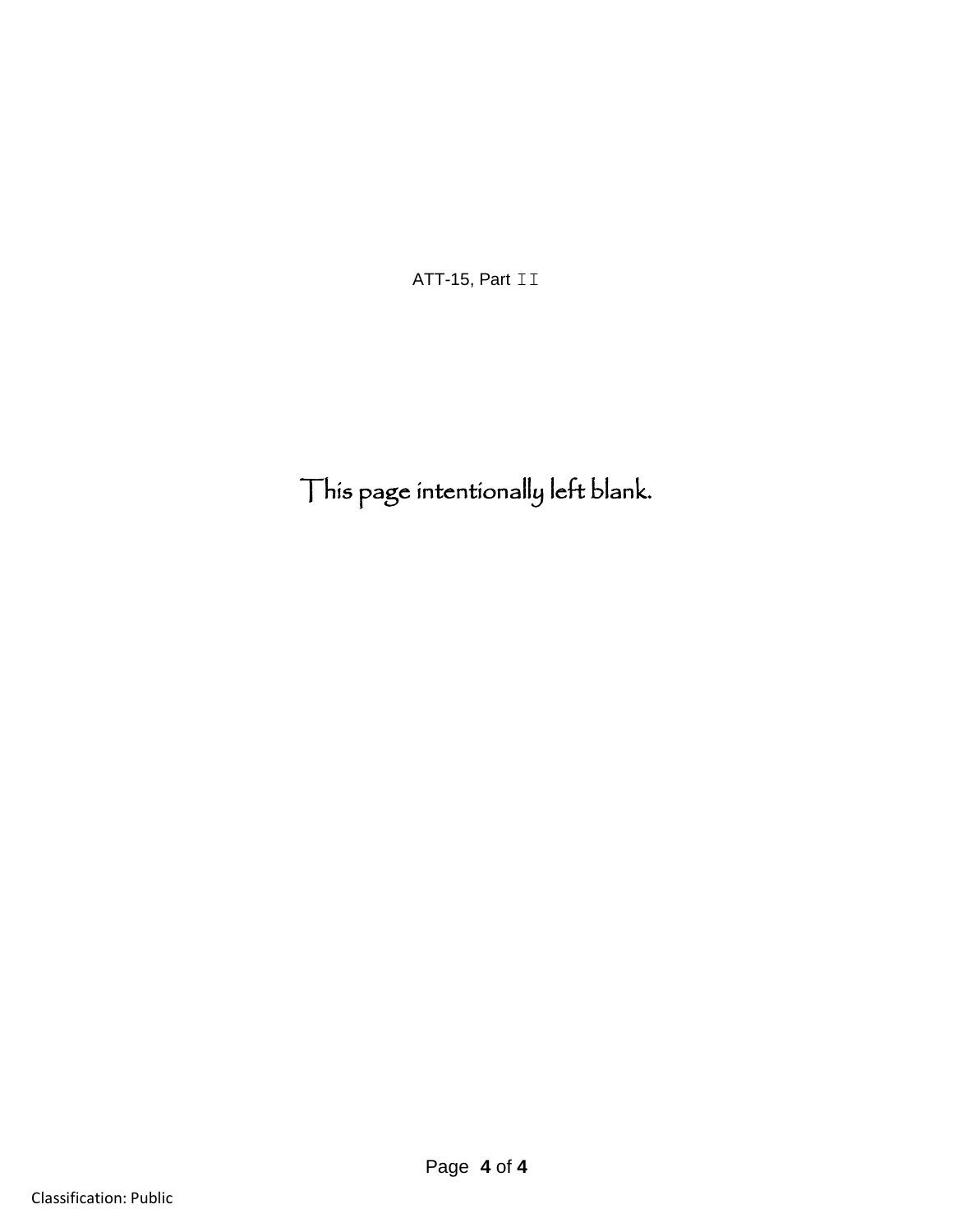ATT-15, Part II

This page intentionally left blank.

Classification: Public